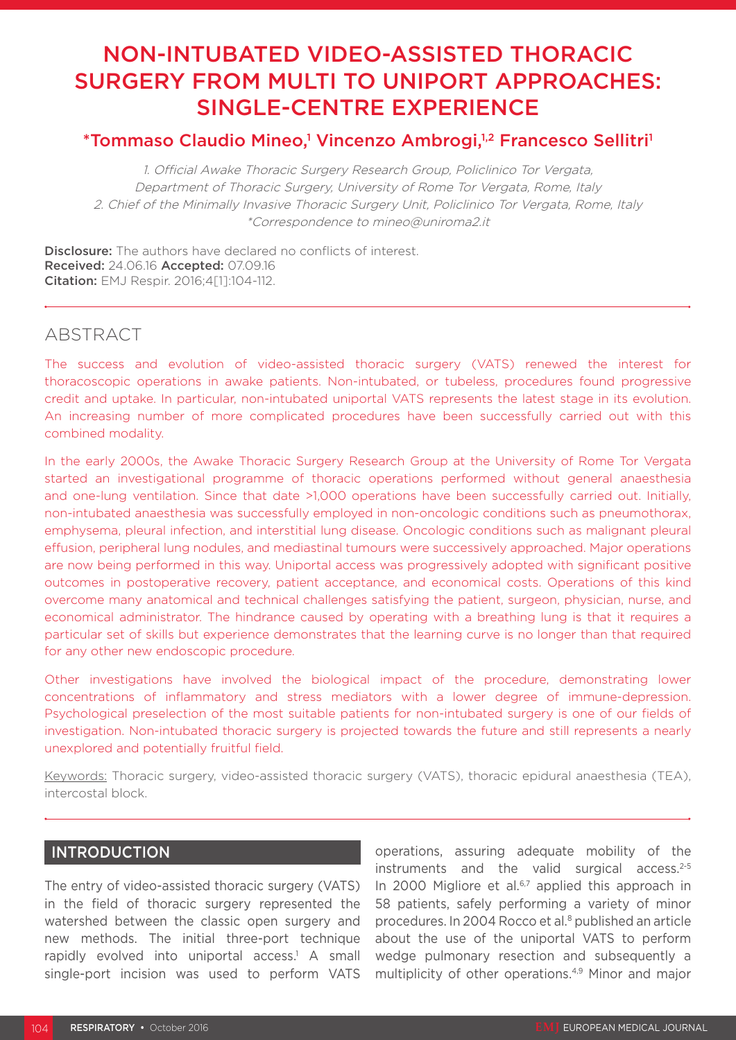# NON-INTUBATED VIDEO-ASSISTED THORACIC SURGERY FROM MULTI TO UNIPORT APPROACHES: SINGLE-CENTRE EXPERIENCE

**\*Tommaso Claudio Mineo,[1] Vincenzo Ambrogi,[1,2] Francesco Sellitri[1]**

*1. Official Awake Thoracic Surgery Research Group, Policlinico Tor Vergata, Department of Thoracic Surgery, University of Rome Tor Vergata, Rome, Italy*
*2. Chief of the Minimally Invasive Thoracic Surgery Unit, Policlinico Tor Vergata, Rome, Italy*
*\*Correspondence to mineo@uniroma2.it*

**Disclosure:** The authors have declared no conflicts of interest.
**Received:** 24.06.16 **Accepted:** 07.09.16
**Citation:** EMJ Respir. 2016;4[1]:104-112.

## ABSTRACT

The success and evolution of video-assisted thoracic surgery (VATS) renewed the interest for thoracoscopic operations in awake patients. Non-intubated, or tubeless, procedures found progressive credit and uptake. In particular, non-intubated uniportal VATS represents the latest stage in its evolution. An increasing number of more complicated procedures have been successfully carried out with this combined modality.

In the early 2000s, the Awake Thoracic Surgery Research Group at the University of Rome Tor Vergata started an investigational programme of thoracic operations performed without general anaesthesia and one-lung ventilation. Since that date >1,000 operations have been successfully carried out. Initially, non-intubated anaesthesia was successfully employed in non-oncologic conditions such as pneumothorax, emphysema, pleural infection, and interstitial lung disease. Oncologic conditions such as malignant pleural effusion, peripheral lung nodules, and mediastinal tumours were successively approached. Major operations are now being performed in this way. Uniportal access was progressively adopted with significant positive outcomes in postoperative recovery, patient acceptance, and economical costs. Operations of this kind overcome many anatomical and technical challenges satisfying the patient, surgeon, physician, nurse, and economical administrator. The hindrance caused by operating with a breathing lung is that it requires a particular set of skills but experience demonstrates that the learning curve is no longer than that required for any other new endoscopic procedure.

Other investigations have involved the biological impact of the procedure, demonstrating lower concentrations of inflammatory and stress mediators with a lower degree of immune-depression. Psychological preselection of the most suitable patients for non-intubated surgery is one of our fields of investigation. Non-intubated thoracic surgery is projected towards the future and still represents a nearly unexplored and potentially fruitful field.

Keywords: Thoracic surgery, video-assisted thoracic surgery (VATS), thoracic epidural anaesthesia (TEA), intercostal block.

## INTRODUCTION

The entry of video-assisted thoracic surgery (VATS) in the field of thoracic surgery represented the watershed between the classic open surgery and new methods. The initial three-port technique rapidly evolved into uniportal access.[1] A small single-port incision was used to perform VATS operations, assuring adequate mobility of the instruments and the valid surgical access.[2-5] In 2000 Migliore et al.[6,7] applied this approach in 58 patients, safely performing a variety of minor procedures. In 2004 Rocco et al.[8] published an article about the use of the uniportal VATS to perform wedge pulmonary resection and subsequently a multiplicity of other operations.[4,9] Minor and major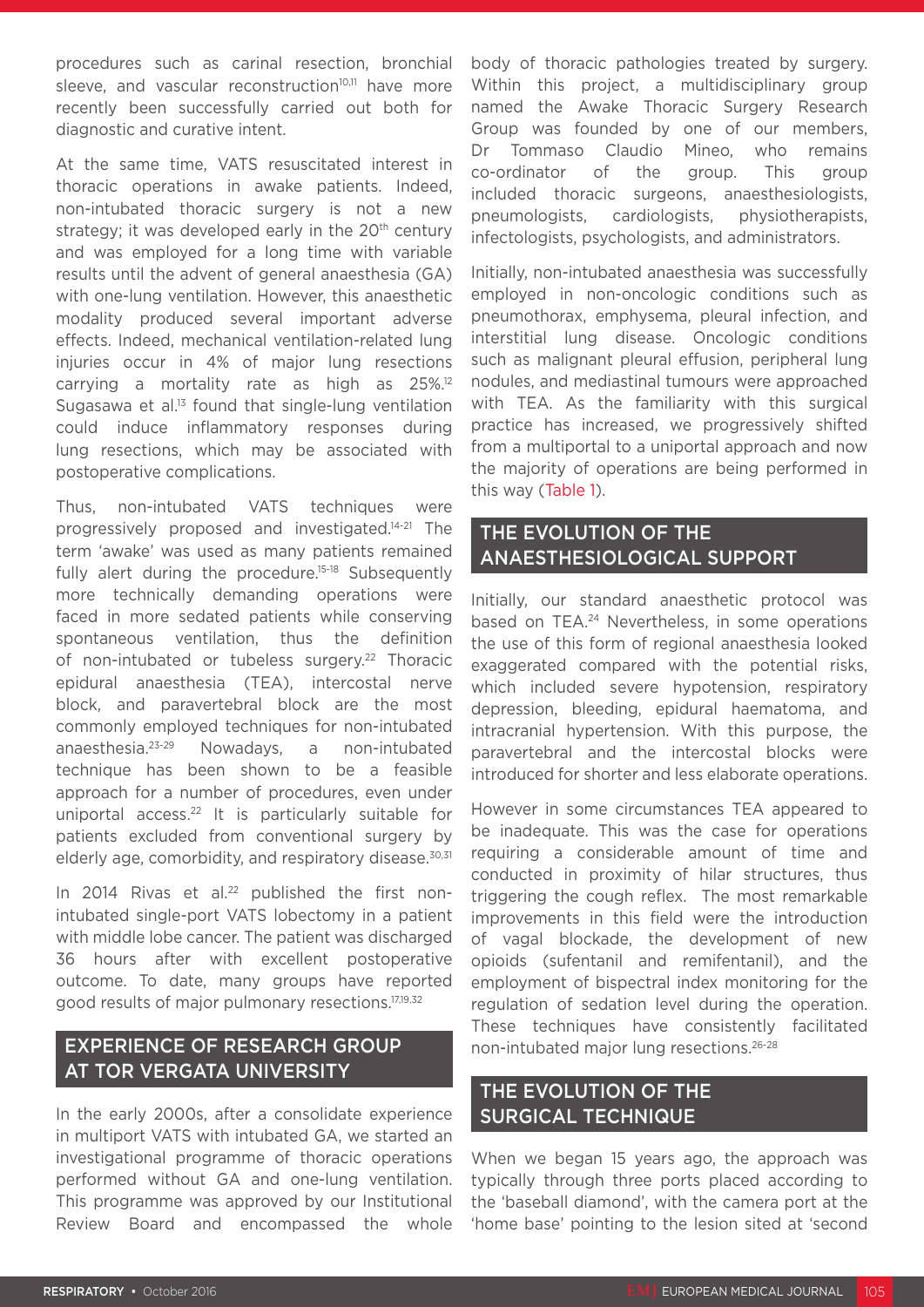procedures such as carinal resection, bronchial sleeve, and vascular reconstruction[10,11] have more recently been successfully carried out both for diagnostic and curative intent.

At the same time, VATS resuscitated interest in thoracic operations in awake patients. Indeed, non-intubated thoracic surgery is not a new strategy; it was developed early in the 20th century and was employed for a long time with variable results until the advent of general anaesthesia (GA) with one-lung ventilation. However, this anaesthetic modality produced several important adverse effects. Indeed, mechanical ventilation-related lung injuries occur in 4% of major lung resections carrying a mortality rate as high as 25%.[12] Sugasawa et al.[13] found that single-lung ventilation could induce inflammatory responses during lung resections, which may be associated with postoperative complications.

Thus, non-intubated VATS techniques were progressively proposed and investigated.[14-21] The term 'awake' was used as many patients remained fully alert during the procedure.[15-18] Subsequently more technically demanding operations were faced in more sedated patients while conserving spontaneous ventilation, thus the definition of non-intubated or tubeless surgery.[22] Thoracic epidural anaesthesia (TEA), intercostal nerve block, and paravertebral block are the most commonly employed techniques for non-intubated anaesthesia.[23-29] Nowadays, a non-intubated technique has been shown to be a feasible approach for a number of procedures, even under uniportal access.[22] It is particularly suitable for patients excluded from conventional surgery by elderly age, comorbidity, and respiratory disease.[30,31]

In 2014 Rivas et al.[22] published the first non-intubated single-port VATS lobectomy in a patient with middle lobe cancer. The patient was discharged 36 hours after with excellent postoperative outcome. To date, many groups have reported good results of major pulmonary resections.[17,19,32]

## EXPERIENCE OF RESEARCH GROUP AT TOR VERGATA UNIVERSITY

In the early 2000s, after a consolidate experience in multiport VATS with intubated GA, we started an investigational programme of thoracic operations performed without GA and one-lung ventilation. This programme was approved by our Institutional Review Board and encompassed the whole body of thoracic pathologies treated by surgery. Within this project, a multidisciplinary group named the Awake Thoracic Surgery Research Group was founded by one of our members, Dr Tommaso Claudio Mineo, who remains co-ordinator of the group. This group included thoracic surgeons, anaesthesiologists, pneumologists, cardiologists, physiotherapists, infectologists, psychologists, and administrators.

Initially, non-intubated anaesthesia was successfully employed in non-oncologic conditions such as pneumothorax, emphysema, pleural infection, and interstitial lung disease. Oncologic conditions such as malignant pleural effusion, peripheral lung nodules, and mediastinal tumours were approached with TEA. As the familiarity with this surgical practice has increased, we progressively shifted from a multiportal to a uniportal approach and now the majority of operations are being performed in this way (Table 1).

## THE EVOLUTION OF THE ANAESTHESIOLOGICAL SUPPORT

Initially, our standard anaesthetic protocol was based on TEA.[24] Nevertheless, in some operations the use of this form of regional anaesthesia looked exaggerated compared with the potential risks, which included severe hypotension, respiratory depression, bleeding, epidural haematoma, and intracranial hypertension. With this purpose, the paravertebral and the intercostal blocks were introduced for shorter and less elaborate operations.

However in some circumstances TEA appeared to be inadequate. This was the case for operations requiring a considerable amount of time and conducted in proximity of hilar structures, thus triggering the cough reflex. The most remarkable improvements in this field were the introduction of vagal blockade, the development of new opioids (sufentanil and remifentanil), and the employment of bispectral index monitoring for the regulation of sedation level during the operation. These techniques have consistently facilitated non-intubated major lung resections.[26-28]

## THE EVOLUTION OF THE SURGICAL TECHNIQUE

When we began 15 years ago, the approach was typically through three ports placed according to the 'baseball diamond', with the camera port at the 'home base' pointing to the lesion sited at 'second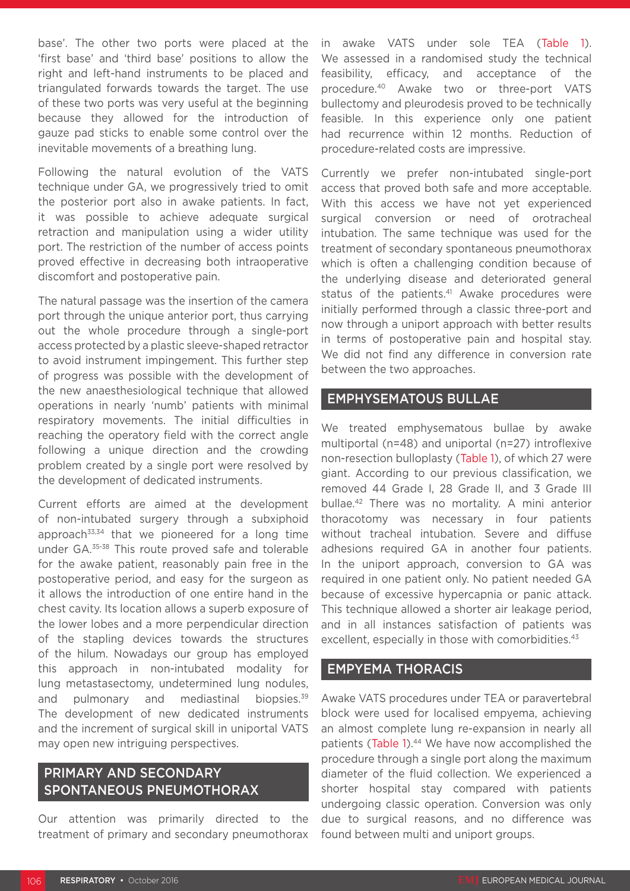base'. The other two ports were placed at the 'first base' and 'third base' positions to allow the right and left-hand instruments to be placed and triangulated forwards towards the target. The use of these two ports was very useful at the beginning because they allowed for the introduction of gauze pad sticks to enable some control over the inevitable movements of a breathing lung.

Following the natural evolution of the VATS technique under GA, we progressively tried to omit the posterior port also in awake patients. In fact, it was possible to achieve adequate surgical retraction and manipulation using a wider utility port. The restriction of the number of access points proved effective in decreasing both intraoperative discomfort and postoperative pain.

The natural passage was the insertion of the camera port through the unique anterior port, thus carrying out the whole procedure through a single-port access protected by a plastic sleeve-shaped retractor to avoid instrument impingement. This further step of progress was possible with the development of the new anaesthesiological technique that allowed operations in nearly 'numb' patients with minimal respiratory movements. The initial difficulties in reaching the operatory field with the correct angle following a unique direction and the crowding problem created by a single port were resolved by the development of dedicated instruments.

Current efforts are aimed at the development of non-intubated surgery through a subxiphoid approach[33,34] that we pioneered for a long time under GA.[35-38] This route proved safe and tolerable for the awake patient, reasonably pain free in the postoperative period, and easy for the surgeon as it allows the introduction of one entire hand in the chest cavity. Its location allows a superb exposure of the lower lobes and a more perpendicular direction of the stapling devices towards the structures of the hilum. Nowadays our group has employed this approach in non-intubated modality for lung metastasectomy, undetermined lung nodules, and pulmonary and mediastinal biopsies.[39] The development of new dedicated instruments and the increment of surgical skill in uniportal VATS may open new intriguing perspectives.

## PRIMARY AND SECONDARY SPONTANEOUS PNEUMOTHORAX

Our attention was primarily directed to the treatment of primary and secondary pneumothorax in awake VATS under sole TEA (Table 1). We assessed in a randomised study the technical feasibility, efficacy, and acceptance of the procedure.[40] Awake two or three-port VATS bullectomy and pleurodesis proved to be technically feasible. In this experience only one patient had recurrence within 12 months. Reduction of procedure-related costs are impressive.

Currently we prefer non-intubated single-port access that proved both safe and more acceptable. With this access we have not yet experienced surgical conversion or need of orotracheal intubation. The same technique was used for the treatment of secondary spontaneous pneumothorax which is often a challenging condition because of the underlying disease and deteriorated general status of the patients.[41] Awake procedures were initially performed through a classic three-port and now through a uniport approach with better results in terms of postoperative pain and hospital stay. We did not find any difference in conversion rate between the two approaches.

## EMPHYSEMATOUS BULLAE

We treated emphysematous bullae by awake multiportal (n=48) and uniportal (n=27) introflexive non-resection bulloplasty (Table 1), of which 27 were giant. According to our previous classification, we removed 44 Grade I, 28 Grade II, and 3 Grade III bullae.[42] There was no mortality. A mini anterior thoracotomy was necessary in four patients without tracheal intubation. Severe and diffuse adhesions required GA in another four patients. In the uniport approach, conversion to GA was required in one patient only. No patient needed GA because of excessive hypercapnia or panic attack. This technique allowed a shorter air leakage period, and in all instances satisfaction of patients was excellent, especially in those with comorbidities.[43]

## EMPYEMA THORACIS

Awake VATS procedures under TEA or paravertebral block were used for localised empyema, achieving an almost complete lung re-expansion in nearly all patients (Table 1).[44] We have now accomplished the procedure through a single port along the maximum diameter of the fluid collection. We experienced a shorter hospital stay compared with patients undergoing classic operation. Conversion was only due to surgical reasons, and no difference was found between multi and uniport groups.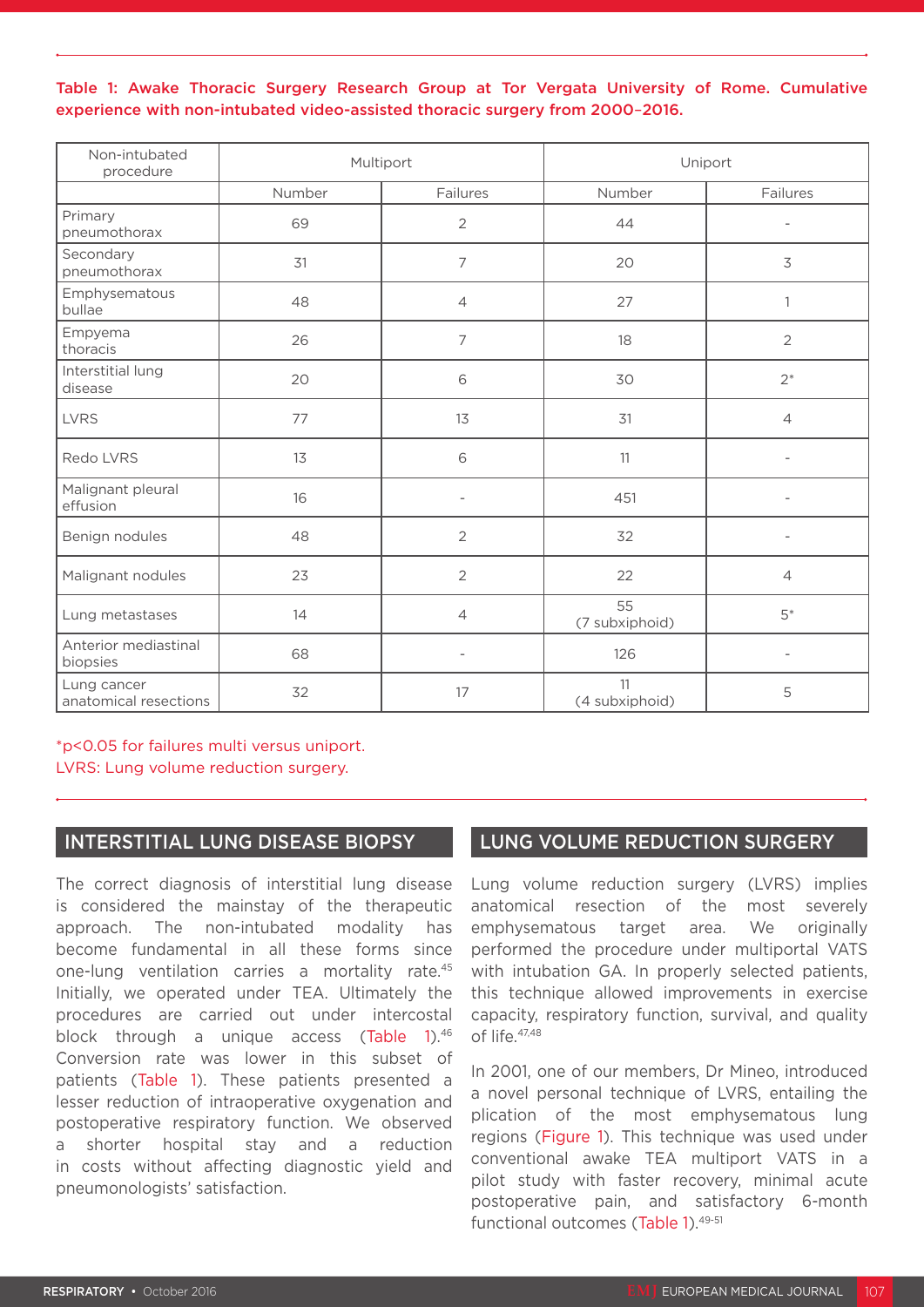**Table 1: Awake Thoracic Surgery Research Group at Tor Vergata University of Rome. Cumulative experience with non-intubated video-assisted thoracic surgery from 2000–2016.**

| Non-intubated procedure | Multiport | | Uniport | |
|---|---|---|---|---|
| | Number | Failures | Number | Failures |
| Primary pneumothorax | 69 | 2 | 44 | - |
| Secondary pneumothorax | 31 | 7 | 20 | 3 |
| Emphysematous bullae | 48 | 4 | 27 | 1 |
| Empyema thoracis | 26 | 7 | 18 | 2 |
| Interstitial lung disease | 20 | 6 | 30 | 2* |
| LVRS | 77 | 13 | 31 | 4 |
| Redo LVRS | 13 | 6 | 11 | - |
| Malignant pleural effusion | 16 | - | 451 | - |
| Benign nodules | 48 | 2 | 32 | - |
| Malignant nodules | 23 | 2 | 22 | 4 |
| Lung metastases | 14 | 4 | 55 (7 subxiphoid) | 5* |
| Anterior mediastinal biopsies | 68 | - | 126 | - |
| Lung cancer anatomical resections | 32 | 17 | 11 (4 subxiphoid) | 5 |

*$p<0.05$ for failures multi versus uniport.
LVRS: Lung volume reduction surgery.

## INTERSTITIAL LUNG DISEASE BIOPSY

The correct diagnosis of interstitial lung disease is considered the mainstay of the therapeutic approach. The non-intubated modality has become fundamental in all these forms since one-lung ventilation carries a mortality rate.[45] Initially, we operated under TEA. Ultimately the procedures are carried out under intercostal block through a unique access (Table 1).[46] Conversion rate was lower in this subset of patients (Table 1). These patients presented a lesser reduction of intraoperative oxygenation and postoperative respiratory function. We observed a shorter hospital stay and a reduction in costs without affecting diagnostic yield and pneumonologists' satisfaction.

## LUNG VOLUME REDUCTION SURGERY

Lung volume reduction surgery (LVRS) implies anatomical resection of the most severely emphysematous target area. We originally performed the procedure under multiportal VATS with intubation GA. In properly selected patients, this technique allowed improvements in exercise capacity, respiratory function, survival, and quality of life.[47,48]

In 2001, one of our members, Dr Mineo, introduced a novel personal technique of LVRS, entailing the plication of the most emphysematous lung regions (Figure 1). This technique was used under conventional awake TEA multiport VATS in a pilot study with faster recovery, minimal acute postoperative pain, and satisfactory 6-month functional outcomes (Table 1).[49-51]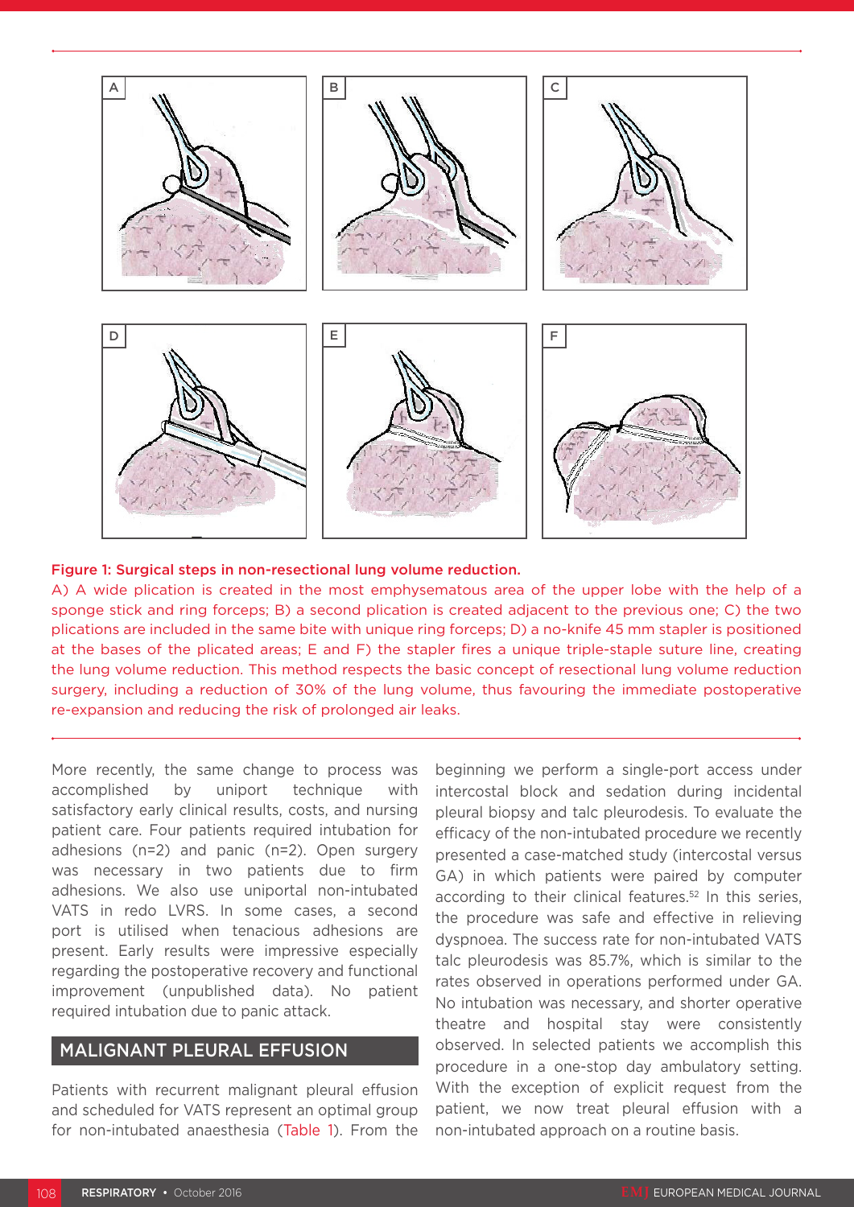Figure 1: Surgical steps in non-resectional lung volume reduction.

A) A wide plication is created in the most emphysematous area of the upper lobe with the help of a sponge stick and ring forceps; B) a second plication is created adjacent to the previous one; C) the two plications are included in the same bite with unique ring forceps; D) a no-knife 45 mm stapler is positioned at the bases of the plicated areas; E and F) the stapler fires a unique triple-staple suture line, creating the lung volume reduction. This method respects the basic concept of resectional lung volume reduction surgery, including a reduction of 30% of the lung volume, thus favouring the immediate postoperative re-expansion and reducing the risk of prolonged air leaks.

More recently, the same change to process was accomplished by uniport technique with satisfactory early clinical results, costs, and nursing patient care. Four patients required intubation for adhesions (n=2) and panic (n=2). Open surgery was necessary in two patients due to firm adhesions. We also use uniportal non-intubated VATS in redo LVRS. In some cases, a second port is utilised when tenacious adhesions are present. Early results were impressive especially regarding the postoperative recovery and functional improvement (unpublished data). No patient required intubation due to panic attack.

## MALIGNANT PLEURAL EFFUSION

Patients with recurrent malignant pleural effusion and scheduled for VATS represent an optimal group for non-intubated anaesthesia (Table 1). From the beginning we perform a single-port access under intercostal block and sedation during incidental pleural biopsy and talc pleurodesis. To evaluate the efficacy of the non-intubated procedure we recently presented a case-matched study (intercostal versus GA) in which patients were paired by computer according to their clinical features.[52] In this series, the procedure was safe and effective in relieving dyspnoea. The success rate for non-intubated VATS talc pleurodesis was 85.7%, which is similar to the rates observed in operations performed under GA. No intubation was necessary, and shorter operative theatre and hospital stay were consistently observed. In selected patients we accomplish this procedure in a one-stop day ambulatory setting. With the exception of explicit request from the patient, we now treat pleural effusion with a non-intubated approach on a routine basis.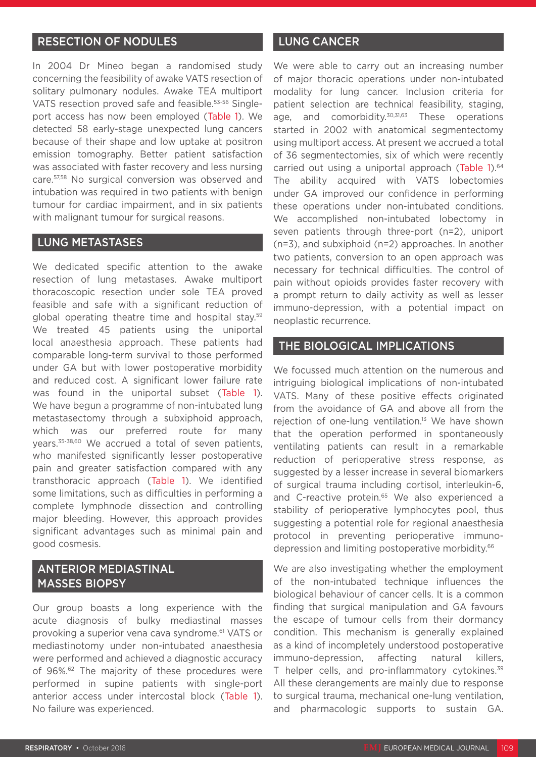## RESECTION OF NODULES

In 2004 Dr Mineo began a randomised study concerning the feasibility of awake VATS resection of solitary pulmonary nodules. Awake TEA multiport VATS resection proved safe and feasible.[53-56] Single-port access has now been employed (Table 1). We detected 58 early-stage unexpected lung cancers because of their shape and low uptake at positron emission tomography. Better patient satisfaction was associated with faster recovery and less nursing care.[57,58] No surgical conversion was observed and intubation was required in two patients with benign tumour for cardiac impairment, and in six patients with malignant tumour for surgical reasons.

## LUNG METASTASES

We dedicated specific attention to the awake resection of lung metastases. Awake multiport thoracoscopic resection under sole TEA proved feasible and safe with a significant reduction of global operating theatre time and hospital stay.[59] We treated 45 patients using the uniportal local anaesthesia approach. These patients had comparable long-term survival to those performed under GA but with lower postoperative morbidity and reduced cost. A significant lower failure rate was found in the uniportal subset (Table 1). We have begun a programme of non-intubated lung metastasectomy through a subxiphoid approach, which was our preferred route for many years.[35-38,60] We accrued a total of seven patients, who manifested significantly lesser postoperative pain and greater satisfaction compared with any transthoracic approach (Table 1). We identified some limitations, such as difficulties in performing a complete lymphnode dissection and controlling major bleeding. However, this approach provides significant advantages such as minimal pain and good cosmesis.

## ANTERIOR MEDIASTINAL MASSES BIOPSY

Our group boasts a long experience with the acute diagnosis of bulky mediastinal masses provoking a superior vena cava syndrome.[61] VATS or mediastinotomy under non-intubated anaesthesia were performed and achieved a diagnostic accuracy of 96%.[62] The majority of these procedures were performed in supine patients with single-port anterior access under intercostal block (Table 1). No failure was experienced.

## LUNG CANCER

We were able to carry out an increasing number of major thoracic operations under non-intubated modality for lung cancer. Inclusion criteria for patient selection are technical feasibility, staging, age, and comorbidity.[30,31,63] These operations started in 2002 with anatomical segmentectomy using multiport access. At present we accrued a total of 36 segmentectomies, six of which were recently carried out using a uniportal approach (Table 1).[64] The ability acquired with VATS lobectomies under GA improved our confidence in performing these operations under non-intubated conditions. We accomplished non-intubated lobectomy in seven patients through three-port (n=2), uniport (n=3), and subxiphoid (n=2) approaches. In another two patients, conversion to an open approach was necessary for technical difficulties. The control of pain without opioids provides faster recovery with a prompt return to daily activity as well as lesser immuno-depression, with a potential impact on neoplastic recurrence.

## THE BIOLOGICAL IMPLICATIONS

We focussed much attention on the numerous and intriguing biological implications of non-intubated VATS. Many of these positive effects originated from the avoidance of GA and above all from the rejection of one-lung ventilation.[13] We have shown that the operation performed in spontaneously ventilating patients can result in a remarkable reduction of perioperative stress response, as suggested by a lesser increase in several biomarkers of surgical trauma including cortisol, interleukin-6, and C-reactive protein.[65] We also experienced a stability of perioperative lymphocytes pool, thus suggesting a potential role for regional anaesthesia protocol in preventing perioperative immuno-depression and limiting postoperative morbidity.[66]

We are also investigating whether the employment of the non-intubated technique influences the biological behaviour of cancer cells. It is a common finding that surgical manipulation and GA favours the escape of tumour cells from their dormancy condition. This mechanism is generally explained as a kind of incompletely understood postoperative immuno-depression, affecting natural killers, T helper cells, and pro-inflammatory cytokines.[39] All these derangements are mainly due to response to surgical trauma, mechanical one-lung ventilation, and pharmacologic supports to sustain GA.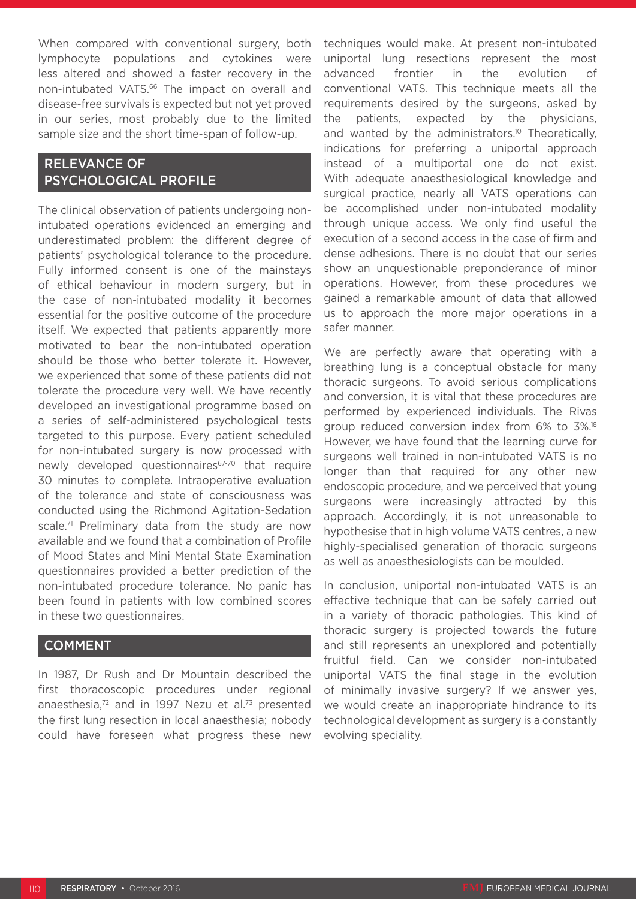When compared with conventional surgery, both lymphocyte populations and cytokines were less altered and showed a faster recovery in the non-intubated VATS.[66] The impact on overall and disease-free survivals is expected but not yet proved in our series, most probably due to the limited sample size and the short time-span of follow-up.

## RELEVANCE OF PSYCHOLOGICAL PROFILE

The clinical observation of patients undergoing non-intubated operations evidenced an emerging and underestimated problem: the different degree of patients' psychological tolerance to the procedure. Fully informed consent is one of the mainstays of ethical behaviour in modern surgery, but in the case of non-intubated modality it becomes essential for the positive outcome of the procedure itself. We expected that patients apparently more motivated to bear the non-intubated operation should be those who better tolerate it. However, we experienced that some of these patients did not tolerate the procedure very well. We have recently developed an investigational programme based on a series of self-administered psychological tests targeted to this purpose. Every patient scheduled for non-intubated surgery is now processed with newly developed questionnaires[67-70] that require 30 minutes to complete. Intraoperative evaluation of the tolerance and state of consciousness was conducted using the Richmond Agitation-Sedation scale.[71] Preliminary data from the study are now available and we found that a combination of Profile of Mood States and Mini Mental State Examination questionnaires provided a better prediction of the non-intubated procedure tolerance. No panic has been found in patients with low combined scores in these two questionnaires.

## COMMENT

In 1987, Dr Rush and Dr Mountain described the first thoracoscopic procedures under regional anaesthesia,[72] and in 1997 Nezu et al.[73] presented the first lung resection in local anaesthesia; nobody could have foreseen what progress these new techniques would make. At present non-intubated uniportal lung resections represent the most advanced frontier in the evolution of conventional VATS. This technique meets all the requirements desired by the surgeons, asked by the patients, expected by the physicians, and wanted by the administrators.[10] Theoretically, indications for preferring a uniportal approach instead of a multiportal one do not exist. With adequate anaesthesiological knowledge and surgical practice, nearly all VATS operations can be accomplished under non-intubated modality through unique access. We only find useful the execution of a second access in the case of firm and dense adhesions. There is no doubt that our series show an unquestionable preponderance of minor operations. However, from these procedures we gained a remarkable amount of data that allowed us to approach the more major operations in a safer manner.

We are perfectly aware that operating with a breathing lung is a conceptual obstacle for many thoracic surgeons. To avoid serious complications and conversion, it is vital that these procedures are performed by experienced individuals. The Rivas group reduced conversion index from 6% to 3%.[18] However, we have found that the learning curve for surgeons well trained in non-intubated VATS is no longer than that required for any other new endoscopic procedure, and we perceived that young surgeons were increasingly attracted by this approach. Accordingly, it is not unreasonable to hypothesise that in high volume VATS centres, a new highly-specialised generation of thoracic surgeons as well as anaesthesiologists can be moulded.

In conclusion, uniportal non-intubated VATS is an effective technique that can be safely carried out in a variety of thoracic pathologies. This kind of thoracic surgery is projected towards the future and still represents an unexplored and potentially fruitful field. Can we consider non-intubated uniportal VATS the final stage in the evolution of minimally invasive surgery? If we answer yes, we would create an inappropriate hindrance to its technological development as surgery is a constantly evolving speciality.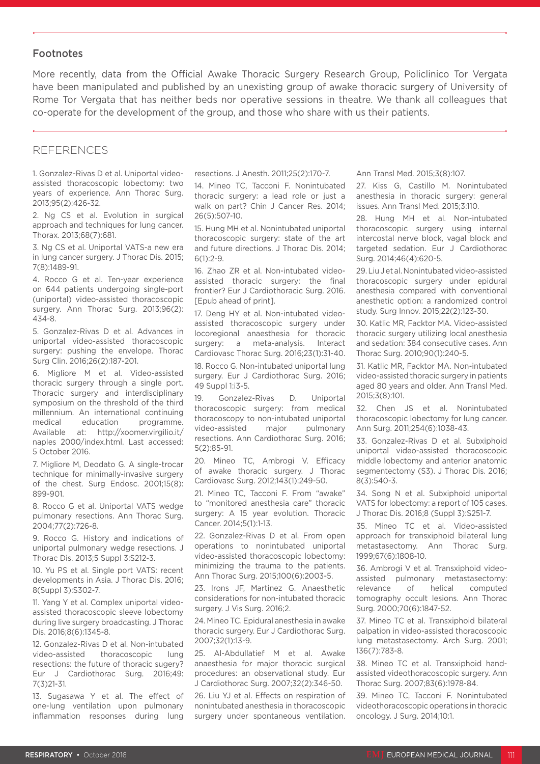## Footnotes

More recently, data from the Official Awake Thoracic Surgery Research Group, Policlinico Tor Vergata have been manipulated and published by an unexisting group of awake thoracic surgery of University of Rome Tor Vergata that has neither beds nor operative sessions in theatre. We thank all colleagues that co-operate for the development of the group, and those who share with us their patients.

## REFERENCES

1. Gonzalez-Rivas D et al. Uniportal video-assisted thoracoscopic lobectomy: two years of experience. Ann Thorac Surg. 2013;95(2):426-32.

2. Ng CS et al. Evolution in surgical approach and techniques for lung cancer. Thorax. 2013;68(7):681.

3. Ng CS et al. Uniportal VATS-a new era in lung cancer surgery. J Thorac Dis. 2015; 7(8):1489-91.

4. Rocco G et al. Ten-year experience on 644 patients undergoing single-port (uniportal) video-assisted thoracoscopic surgery. Ann Thorac Surg. 2013;96(2): 434-8.

5. Gonzalez-Rivas D et al. Advances in uniportal video-assisted thoracoscopic surgery: pushing the envelope. Thorac Surg Clin. 2016;26(2):187-201.

6. Migliore M et al. Video-assisted thoracic surgery through a single port. Thoracic surgery and interdisciplinary symposium on the threshold of the third millennium. An international continuing medical education programme. Available at: http://xoomer.virgilio.it/naples 2000/index.html. Last accessed: 5 October 2016.

7. Migliore M, Deodato G. A single-trocar technique for minimally-invasive surgery of the chest. Surg Endosc. 2001;15(8): 899-901.

8. Rocco G et al. Uniportal VATS wedge pulmonary resections. Ann Thorac Surg. 2004;77(2):726-8.

9. Rocco G. History and indications of uniportal pulmonary wedge resections. J Thorac Dis. 2013;5 Suppl 3:S212-3.

10. Yu PS et al. Single port VATS: recent developments in Asia. J Thorac Dis. 2016; 8(Suppl 3):S302-7.

11. Yang Y et al. Complex uniportal video-assisted thoracoscopic sleeve lobectomy during live surgery broadcasting. J Thorac Dis. 2016;8(6):1345-8.

12. Gonzalez-Rivas D et al. Non-intubated video-assisted thoracoscopic lung resections: the future of thoracic sugery? Eur J Cardiothorac Surg. 2016;49: 7(3)21-31.

13. Sugasawa Y et al. The effect of one-lung ventilation upon pulmonary inflammation responses during lung resections. J Anesth. 2011;25(2):170-7.

14. Mineo TC, Tacconi F. Nonintubated thoracic surgery: a lead role or just a walk on part? Chin J Cancer Res. 2014; 26(5):507-10.

15. Hung MH et al. Nonintubated uniportal thoracoscopic surgery: state of the art and future directions. J Thorac Dis. 2014; 6(1):2-9.

16. Zhao ZR et al. Non-intubated video-assisted thoracic surgery: the final frontier? Eur J Cardiothoracic Surg. 2016. [Epub ahead of print].

17. Deng HY et al. Non-intubated video-assisted thoracoscopic surgery under locoregional anaesthesia for thoracic surgery: a meta-analysis. Interact Cardiovasc Thorac Surg. 2016;23(1):31-40.

18. Rocco G. Non-intubated uniportal lung surgery. Eur J Cardiothorac Surg. 2016; 49 Suppl 1:i3-5.

19. Gonzalez-Rivas D. Uniportal thoracoscopic surgery: from medical thoracoscopy to non-intubated uniportal video-assisted major pulmonary resections. Ann Cardiothorac Surg. 2016; 5(2):85-91.

20. Mineo TC, Ambrogi V. Efficacy of awake thoracic surgery. J Thorac Cardiovasc Surg. 2012;143(1):249-50.

21. Mineo TC, Tacconi F. From "awake" to "monitored anesthesia care" thoracic surgery: A 15 year evolution. Thoracic Cancer. 2014;5(1):1-13.

22. Gonzalez-Rivas D et al. From open operations to nonintubated uniportal video-assisted thoracoscopic lobectomy: minimizing the trauma to the patients. Ann Thorac Surg. 2015;100(6):2003-5.

23. Irons JF, Martinez G. Anaesthetic considerations for non-intubated thoracic surgery. J Vis Surg. 2016;2.

24. Mineo TC. Epidural anesthesia in awake thoracic surgery. Eur J Cardiothorac Surg. 2007;32(1):13-9.

25. Al-Abdullatief M et al. Awake anaesthesia for major thoracic surgical procedures: an observational study. Eur J Cardiothorac Surg. 2007;32(2):346-50.

26. Liu YJ et al. Effects on respiration of nonintubated anesthesia in thoracoscopic surgery under spontaneous ventilation. Ann Transl Med. 2015;3(8):107.

27. Kiss G, Castillo M. Nonintubated anesthesia in thoracic surgery: general issues. Ann Transl Med. 2015;3:110.

28. Hung MH et al. Nonintubated thoracoscopic surgery using internal intercostal nerve block, vagal block and targeted sedation. Eur J Cardiothorac Surg. 2014;46(4):620-5.

29. Liu J et al. Nonintubated video-assisted thoracoscopic surgery under epidural anesthesia compared with conventional anesthetic option: a randomized control study. Surg Innov. 2015;22(2):123-30.

30. Katlic MR, Facktor MA. Video-assisted thoracic surgery utilizing local anesthesia and sedation: 384 consecutive cases. Ann Thorac Surg. 2010;90(1):240-5.

31. Katlic MR, Facktor MA. Non-intubated video-assisted thoracic surgery in patients aged 80 years and older. Ann Transl Med. 2015;3(8):101.

32. Chen JS et al. Nonintubated thoracoscopic lobectomy for lung cancer. Ann Surg. 2011;254(6):1038-43.

33. Gonzalez-Rivas D et al. Subxiphoid uniportal video-assisted thoracoscopic middle lobectomy and anterior anatomic segmentectomy (S3). J Thorac Dis. 2016; 8(3):540-3.

34. Song N et al. Subxiphoid uniportal VATS for lobectomy: a report of 105 cases. J Thorac Dis. 2016;8 (Suppl 3):S251-7.

35. Mineo TC et al. Video-assisted approach for transxiphoid bilateral lung metastasectomy. Ann Thorac Surg. 1999;67(6):1808-10.

36. Ambrogi V et al. Transxiphoid video-assisted pulmonary metastasectomy: relevance of helical computed tomography occult lesions. Ann Thorac Surg. 2000;70(6):1847-52.

37. Mineo TC et al. Transxiphoid bilateral palpation in video-assisted thoracoscopic lung metastasectomy. Arch Surg. 2001; 136(7):783-8.

38. Mineo TC et al. Transxiphoid hand-assisted videothoracoscopic surgery. Ann Thorac Surg. 2007;83(6):1978-84.

39. Mineo TC, Tacconi F. Nonintubated videothoracoscopic operations in thoracic oncology. J Surg. 2014;10:1.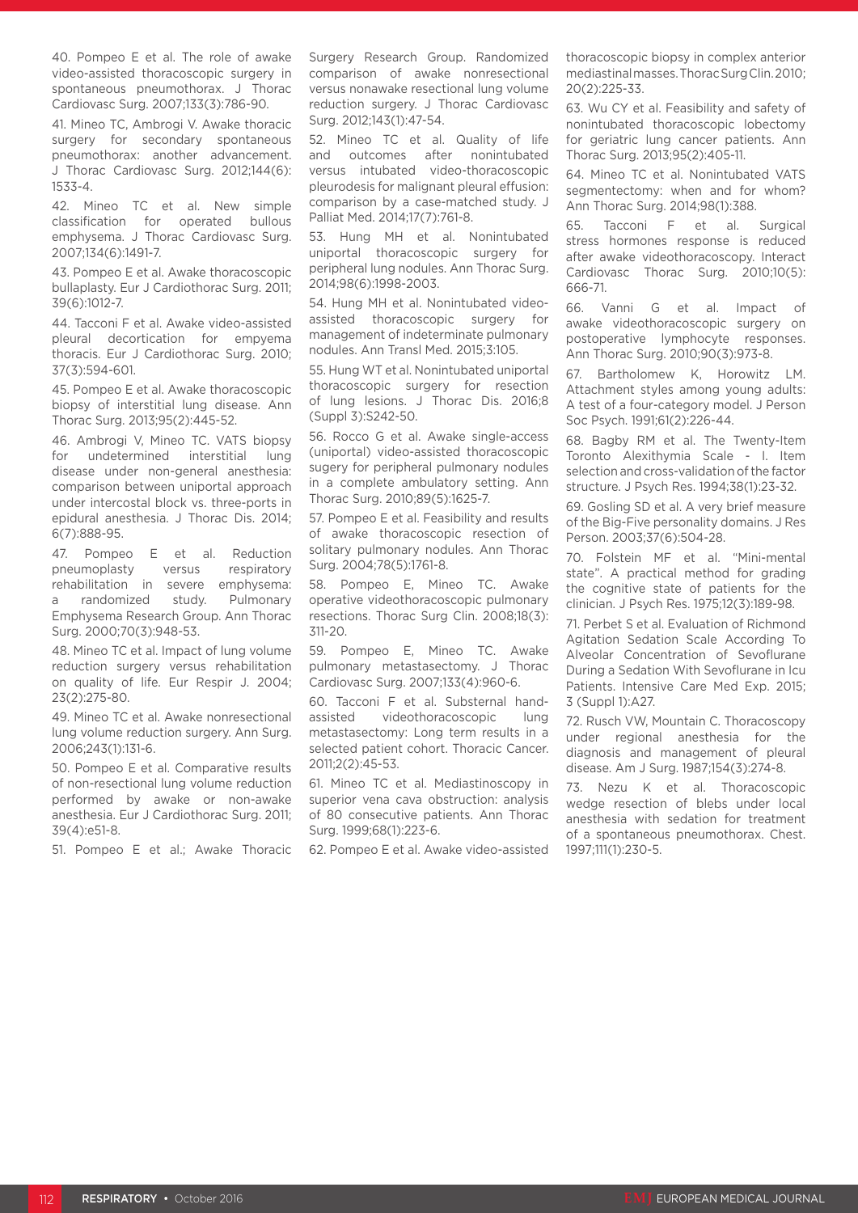40. Pompeo E et al. The role of awake video-assisted thoracoscopic surgery in spontaneous pneumothorax. J Thorac Cardiovasc Surg. 2007;133(3):786-90.

41. Mineo TC, Ambrogi V. Awake thoracic surgery for secondary spontaneous pneumothorax: another advancement. J Thorac Cardiovasc Surg. 2012;144(6): 1533-4.

42. Mineo TC et al. New simple classification for operated bullous emphysema. J Thorac Cardiovasc Surg. 2007;134(6):1491-7.

43. Pompeo E et al. Awake thoracoscopic bullaplasty. Eur J Cardiothorac Surg. 2011; 39(6):1012-7.

44. Tacconi F et al. Awake video-assisted pleural decortication for empyema thoracis. Eur J Cardiothorac Surg. 2010; 37(3):594-601.

45. Pompeo E et al. Awake thoracoscopic biopsy of interstitial lung disease. Ann Thorac Surg. 2013;95(2):445-52.

46. Ambrogi V, Mineo TC. VATS biopsy for undetermined interstitial lung disease under non-general anesthesia: comparison between uniportal approach under intercostal block vs. three-ports in epidural anesthesia. J Thorac Dis. 2014; 6(7):888-95.

47. Pompeo E et al. Reduction pneumoplasty versus respiratory rehabilitation in severe emphysema: a randomized study. Pulmonary Emphysema Research Group. Ann Thorac Surg. 2000;70(3):948-53.

48. Mineo TC et al. Impact of lung volume reduction surgery versus rehabilitation on quality of life. Eur Respir J. 2004; 23(2):275-80.

49. Mineo TC et al. Awake nonresectional lung volume reduction surgery. Ann Surg. 2006;243(1):131-6.

50. Pompeo E et al. Comparative results of non-resectional lung volume reduction performed by awake or non-awake anesthesia. Eur J Cardiothorac Surg. 2011; 39(4):e51-8.

51. Pompeo E et al.; Awake Thoracic Surgery Research Group. Randomized comparison of awake nonresectional versus nonawake resectional lung volume reduction surgery. J Thorac Cardiovasc Surg. 2012;143(1):47-54.

52. Mineo TC et al. Quality of life and outcomes after nonintubated versus intubated video-thoracoscopic pleurodesis for malignant pleural effusion: comparison by a case-matched study. J Palliat Med. 2014;17(7):761-8.

53. Hung MH et al. Nonintubated uniportal thoracoscopic surgery for peripheral lung nodules. Ann Thorac Surg. 2014;98(6):1998-2003.

54. Hung MH et al. Nonintubated video-assisted thoracoscopic surgery for management of indeterminate pulmonary nodules. Ann Transl Med. 2015;3:105.

55. Hung WT et al. Nonintubated uniportal thoracoscopic surgery for resection of lung lesions. J Thorac Dis. 2016;8 (Suppl 3):S242-50.

56. Rocco G et al. Awake single-access (uniportal) video-assisted thoracoscopic sugery for peripheral pulmonary nodules in a complete ambulatory setting. Ann Thorac Surg. 2010;89(5):1625-7.

57. Pompeo E et al. Feasibility and results of awake thoracoscopic resection of solitary pulmonary nodules. Ann Thorac Surg. 2004;78(5):1761-8.

58. Pompeo E, Mineo TC. Awake operative videothoracoscopic pulmonary resections. Thorac Surg Clin. 2008;18(3): 311-20.

59. Pompeo E, Mineo TC. Awake pulmonary metastasectomy. J Thorac Cardiovasc Surg. 2007;133(4):960-6.

60. Tacconi F et al. Substernal hand-assisted videothoracoscopic lung metastasectomy: Long term results in a selected patient cohort. Thoracic Cancer. 2011;2(2):45-53.

61. Mineo TC et al. Mediastinoscopy in superior vena cava obstruction: analysis of 80 consecutive patients. Ann Thorac Surg. 1999;68(1):223-6.

62. Pompeo E et al. Awake video-assisted thoracoscopic biopsy in complex anterior mediastinal masses. Thorac Surg Clin. 2010; 20(2):225-33.

63. Wu CY et al. Feasibility and safety of nonintubated thoracoscopic lobectomy for geriatric lung cancer patients. Ann Thorac Surg. 2013;95(2):405-11.

64. Mineo TC et al. Nonintubated VATS segmentectomy: when and for whom? Ann Thorac Surg. 2014;98(1):388.

65. Tacconi F et al. Surgical stress hormones response is reduced after awake videothoracoscopy. Interact Cardiovasc Thorac Surg. 2010;10(5): 666-71.

66. Vanni G et al. Impact of awake videothoracoscopic surgery on postoperative lymphocyte responses. Ann Thorac Surg. 2010;90(3):973-8.

67. Bartholomew K, Horowitz LM. Attachment styles among young adults: A test of a four-category model. J Person Soc Psych. 1991;61(2):226-44.

68. Bagby RM et al. The Twenty-Item Toronto Alexithymia Scale - I. Item selection and cross-validation of the factor structure. J Psych Res. 1994;38(1):23-32.

69. Gosling SD et al. A very brief measure of the Big-Five personality domains. J Res Person. 2003;37(6):504-28.

70. Folstein MF et al. "Mini-mental state". A practical method for grading the cognitive state of patients for the clinician. J Psych Res. 1975;12(3):189-98.

71. Perbet S et al. Evaluation of Richmond Agitation Sedation Scale According To Alveolar Concentration of Sevoflurane During a Sedation With Sevoflurane in Icu Patients. Intensive Care Med Exp. 2015; 3 (Suppl 1):A27.

72. Rusch VW, Mountain C. Thoracoscopy under regional anesthesia for the diagnosis and management of pleural disease. Am J Surg. 1987;154(3):274-8.

73. Nezu K et al. Thoracoscopic wedge resection of blebs under local anesthesia with sedation for treatment of a spontaneous pneumothorax. Chest. 1997;111(1):230-5.